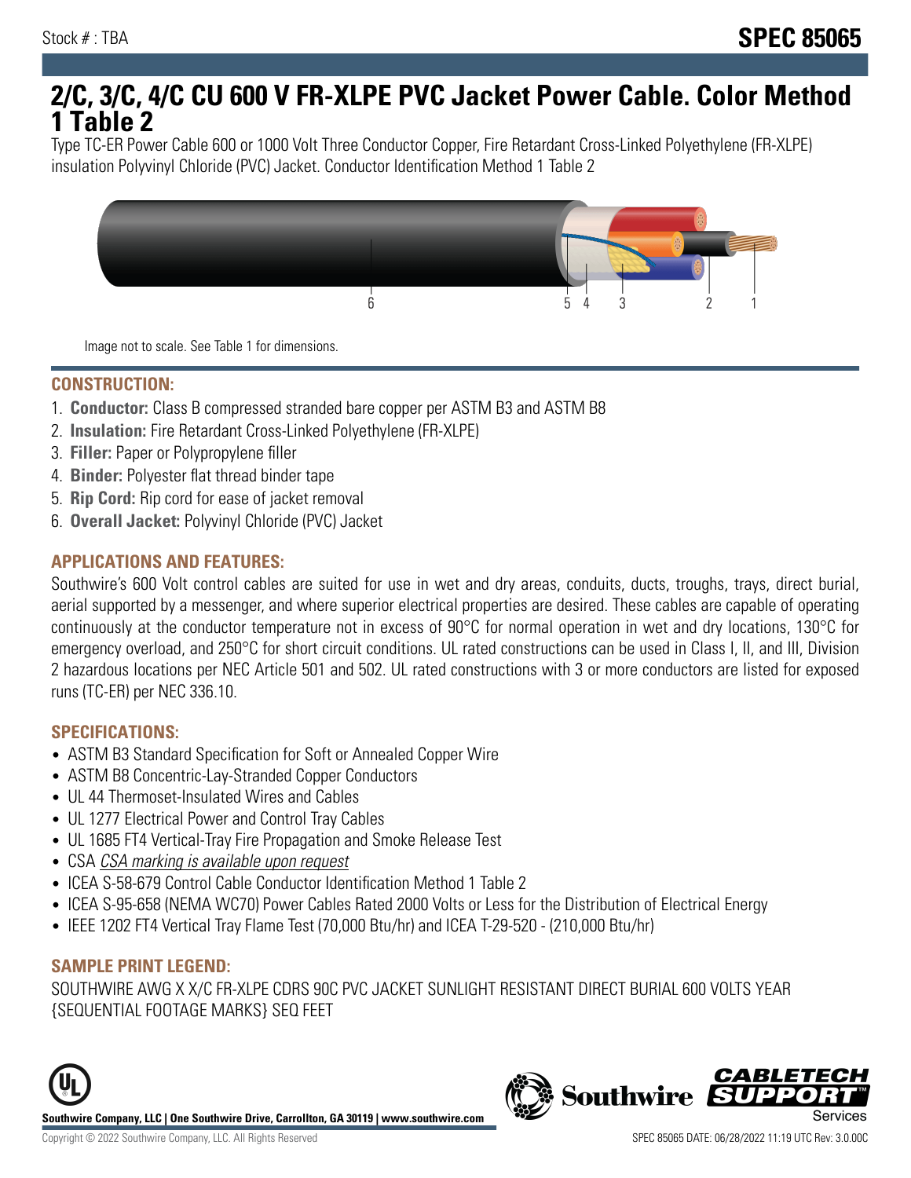Stock # : TBA

**SPEC 85065**

# 2/C, 3/C, 4/C CU 600 V FR-XLPE PVC Jacket Power Cable. Color Method 1 Table 2

Type TC-ER Power Cable 600 or 1000 Volt Three Conductor Copper, Fire Retardant Cross-Linked Polyethylene (FR-XLPE) insulation Polyvinyl Chloride (PVC) Jacket. Conductor Identification Method 1 Table 2

6 5 4 3 2 1

Image not to scale. See Table 1 for dimensions.

## CONSTRUCTION:

1. **Conductor:** Class B compressed stranded bare copper per ASTM B3 and ASTM B8
2. **Insulation:** Fire Retardant Cross-Linked Polyethylene (FR-XLPE)
3. **Filler:** Paper or Polypropylene filler
4. **Binder:** Polyester flat thread binder tape
5. **Rip Cord:** Rip cord for ease of jacket removal
6. **Overall Jacket:** Polyvinyl Chloride (PVC) Jacket

## APPLICATIONS AND FEATURES:

Southwire's 600 Volt control cables are suited for use in wet and dry areas, conduits, ducts, troughs, trays, direct burial, aerial supported by a messenger, and where superior electrical properties are desired. These cables are capable of operating continuously at the conductor temperature not in excess of 90°C for normal operation in wet and dry locations, 130°C for emergency overload, and 250°C for short circuit conditions. UL rated constructions can be used in Class I, II, and III, Division 2 hazardous locations per NEC Article 501 and 502. UL rated constructions with 3 or more conductors are listed for exposed runs (TC-ER) per NEC 336.10.

## SPECIFICATIONS:

- ASTM B3 Standard Specification for Soft or Annealed Copper Wire
- ASTM B8 Concentric-Lay-Stranded Copper Conductors
- UL 44 Thermoset-Insulated Wires and Cables
- UL 1277 Electrical Power and Control Tray Cables
- UL 1685 FT4 Vertical-Tray Fire Propagation and Smoke Release Test
- CSA *CSA marking is available upon request*
- ICEA S-58-679 Control Cable Conductor Identification Method 1 Table 2
- ICEA S-95-658 (NEMA WC70) Power Cables Rated 2000 Volts or Less for the Distribution of Electrical Energy
- IEEE 1202 FT4 Vertical Tray Flame Test (70,000 Btu/hr) and ICEA T-29-520 - (210,000 Btu/hr)

## SAMPLE PRINT LEGEND:

SOUTHWIRE AWG X X/C FR-XLPE CDRS 90C PVC JACKET SUNLIGHT RESISTANT DIRECT BURIAL 600 VOLTS YEAR {SEQUENTIAL FOOTAGE MARKS} SEQ FEET

**Southwire Company, LLC | One Southwire Drive, Carrollton, GA 30119 | www.southwire.com**

Copyright © 2022 Southwire Company, LLC. All Rights Reserved

SPEC 85065 DATE: 06/28/2022 11:19 UTC Rev: 3.0.00C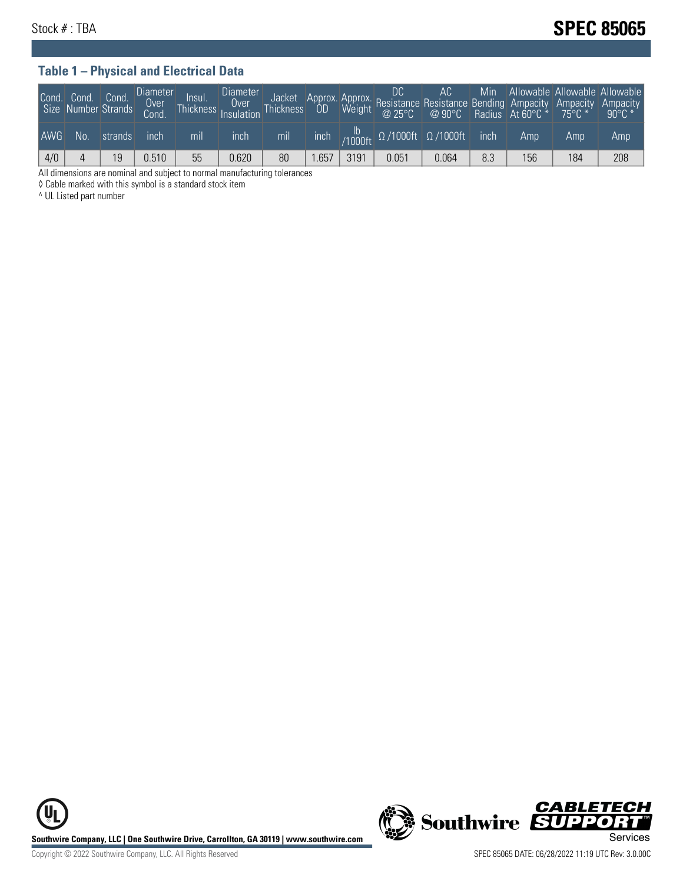### Table 1 – Physical and Electrical Data

| Cond. Size | Cond. Number | Cond. Strands | Diameter Over Cond. | Insul. Thickness | Diameter Over Insulation | Jacket Thickness | Approx. OD | Approx. Weight | DC Resistance @ 25°C | AC Resistance @ 90°C | Min Bending Radius | Allowable Ampacity At 60°C * | Allowable Ampacity 75°C * | Allowable Ampacity 90°C * |
|---|---|---|---|---|---|---|---|---|---|---|---|---|---|---|
| AWG | No. | strands | inch | mil | inch | mil | inch | lb /1000ft | Ω /1000ft | Ω /1000ft | inch | Amp | Amp | Amp |
| 4/0 | 4 | 19 | 0.510 | 55 | 0.620 | 80 | 1.657 | 3191 | 0.051 | 0.064 | 8.3 | 156 | 184 | 208 |

All dimensions are nominal and subject to normal manufacturing tolerances

◊ Cable marked with this symbol is a standard stock item

^ UL Listed part number